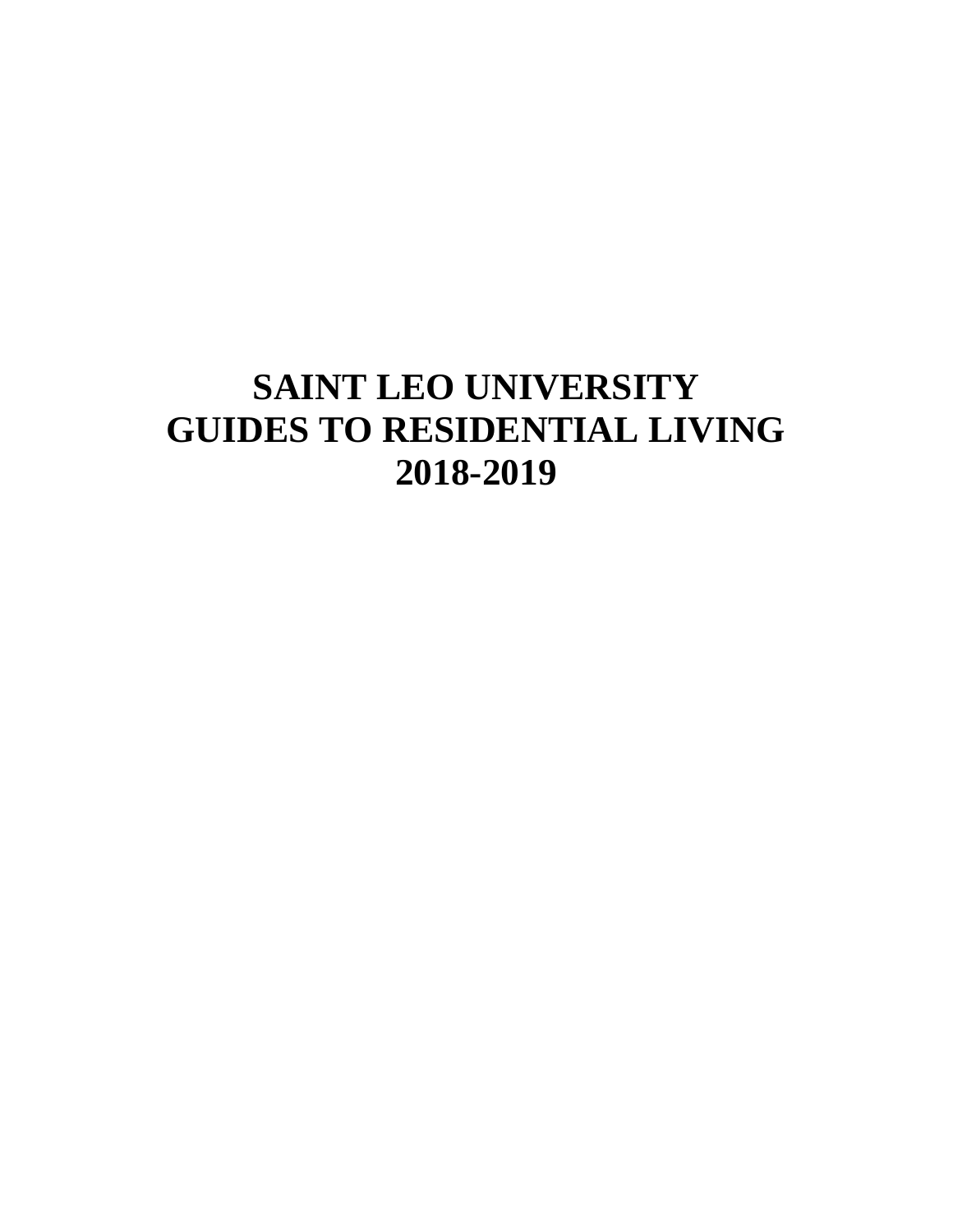# SAINT LEO UNIVERSITY
# GUIDES TO RESIDENTIAL LIVING
# 2018-2019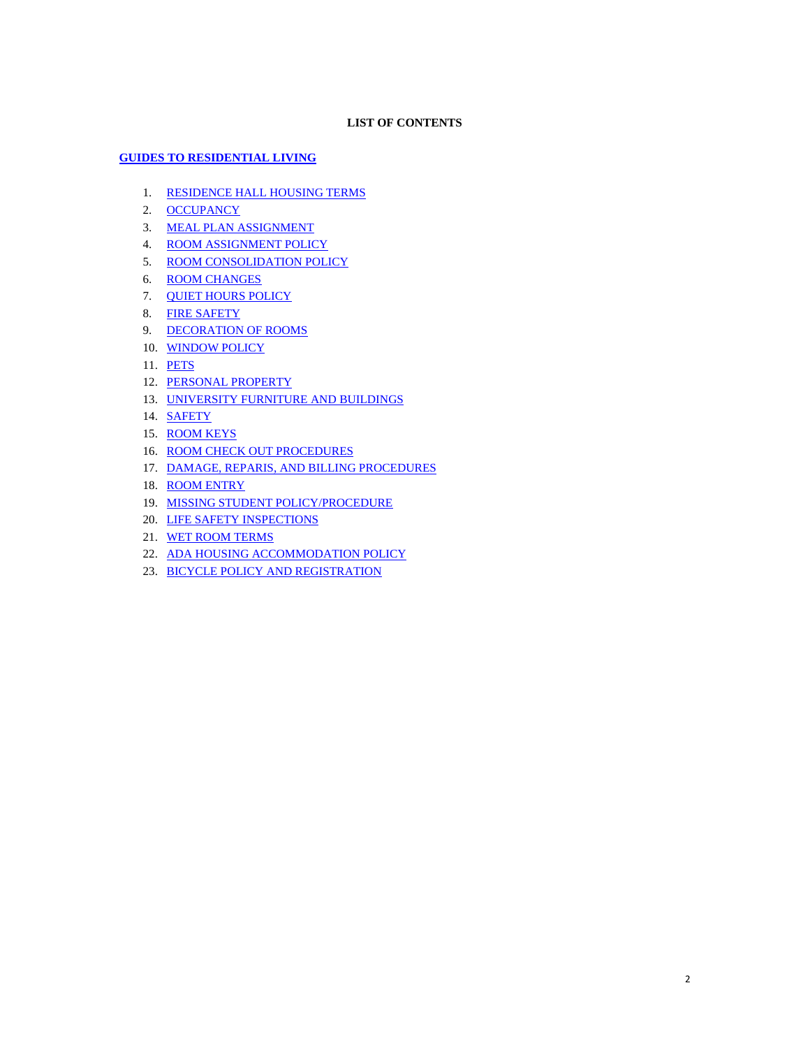**LIST OF CONTENTS**

**GUIDES TO RESIDENTIAL LIVING**

1. RESIDENCE HALL HOUSING TERMS
2. OCCUPANCY
3. MEAL PLAN ASSIGNMENT
4. ROOM ASSIGNMENT POLICY
5. ROOM CONSOLIDATION POLICY
6. ROOM CHANGES
7. QUIET HOURS POLICY
8. FIRE SAFETY
9. DECORATION OF ROOMS
10. WINDOW POLICY
11. PETS
12. PERSONAL PROPERTY
13. UNIVERSITY FURNITURE AND BUILDINGS
14. SAFETY
15. ROOM KEYS
16. ROOM CHECK OUT PROCEDURES
17. DAMAGE, REPARIS, AND BILLING PROCEDURES
18. ROOM ENTRY
19. MISSING STUDENT POLICY/PROCEDURE
20. LIFE SAFETY INSPECTIONS
21. WET ROOM TERMS
22. ADA HOUSING ACCOMMODATION POLICY
23. BICYCLE POLICY AND REGISTRATION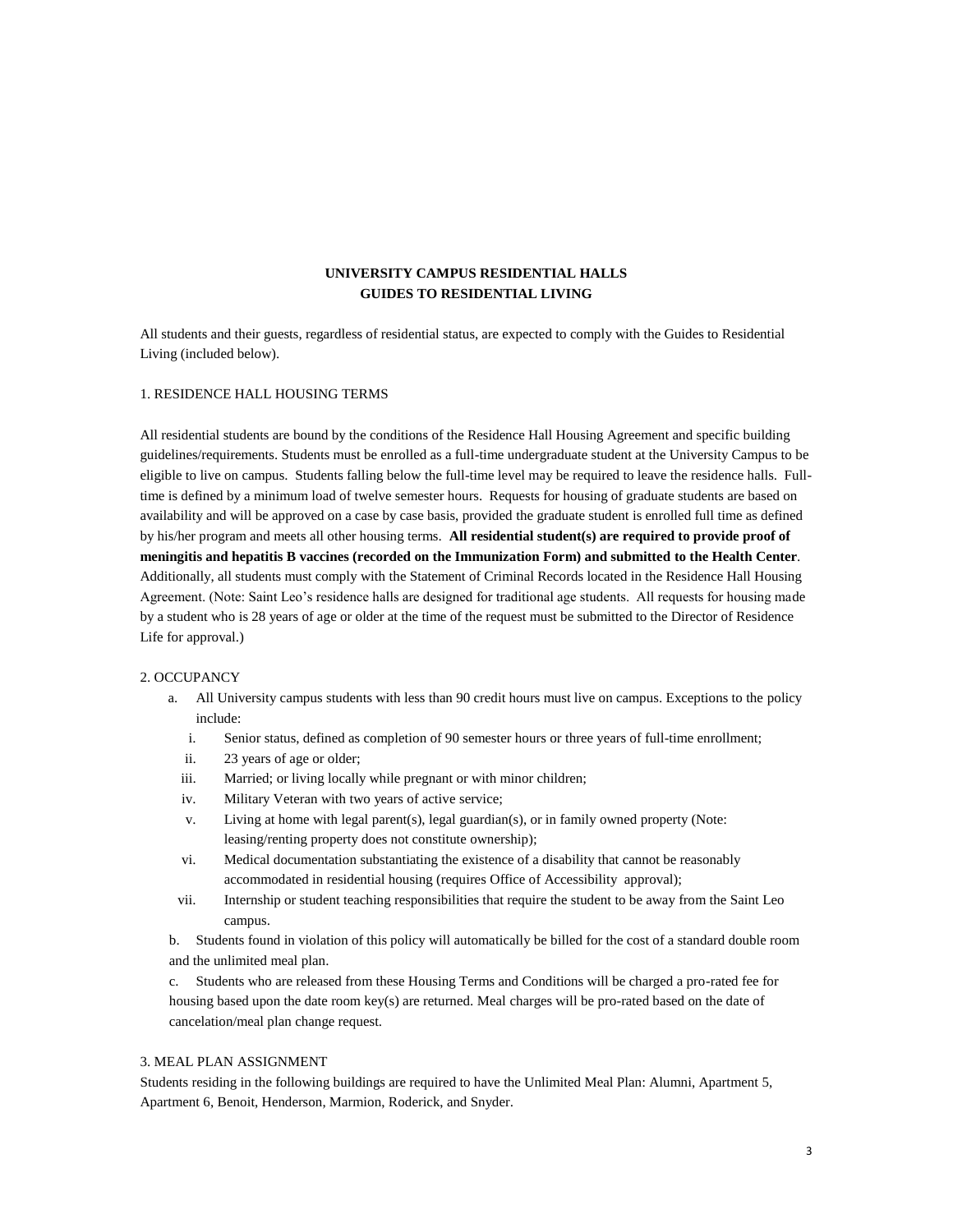# UNIVERSITY CAMPUS RESIDENTIAL HALLS
# GUIDES TO RESIDENTIAL LIVING

All students and their guests, regardless of residential status, are expected to comply with the Guides to Residential Living (included below).

## 1. RESIDENCE HALL HOUSING TERMS

All residential students are bound by the conditions of the Residence Hall Housing Agreement and specific building guidelines/requirements. Students must be enrolled as a full-time undergraduate student at the University Campus to be eligible to live on campus. Students falling below the full-time level may be required to leave the residence halls. Full-time is defined by a minimum load of twelve semester hours. Requests for housing of graduate students are based on availability and will be approved on a case by case basis, provided the graduate student is enrolled full time as defined by his/her program and meets all other housing terms. **All residential student(s) are required to provide proof of meningitis and hepatitis B vaccines (recorded on the Immunization Form) and submitted to the Health Center**. Additionally, all students must comply with the Statement of Criminal Records located in the Residence Hall Housing Agreement. (Note: Saint Leo's residence halls are designed for traditional age students. All requests for housing made by a student who is 28 years of age or older at the time of the request must be submitted to the Director of Residence Life for approval.)

## 2. OCCUPANCY

a. All University campus students with less than 90 credit hours must live on campus. Exceptions to the policy include:

   i. Senior status, defined as completion of 90 semester hours or three years of full-time enrollment;
   ii. 23 years of age or older;
   iii. Married; or living locally while pregnant or with minor children;
   iv. Military Veteran with two years of active service;
   v. Living at home with legal parent(s), legal guardian(s), or in family owned property (Note: leasing/renting property does not constitute ownership);
   vi. Medical documentation substantiating the existence of a disability that cannot be reasonably accommodated in residential housing (requires Office of Accessibility approval);
   vii. Internship or student teaching responsibilities that require the student to be away from the Saint Leo campus.

b. Students found in violation of this policy will automatically be billed for the cost of a standard double room and the unlimited meal plan.

c. Students who are released from these Housing Terms and Conditions will be charged a pro-rated fee for housing based upon the date room key(s) are returned. Meal charges will be pro-rated based on the date of cancelation/meal plan change request.

## 3. MEAL PLAN ASSIGNMENT

Students residing in the following buildings are required to have the Unlimited Meal Plan: Alumni, Apartment 5, Apartment 6, Benoit, Henderson, Marmion, Roderick, and Snyder.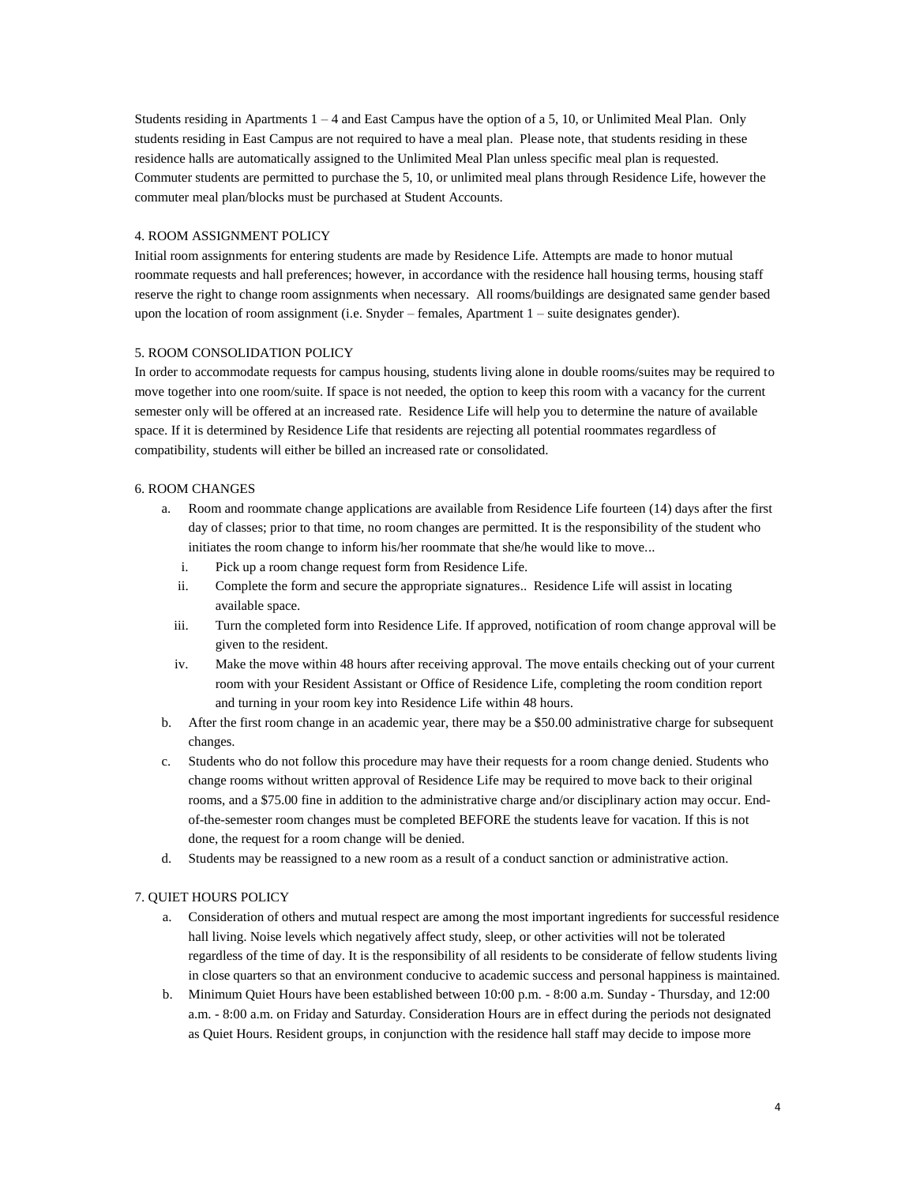Students residing in Apartments 1 – 4 and East Campus have the option of a 5, 10, or Unlimited Meal Plan. Only students residing in East Campus are not required to have a meal plan. Please note, that students residing in these residence halls are automatically assigned to the Unlimited Meal Plan unless specific meal plan is requested. Commuter students are permitted to purchase the 5, 10, or unlimited meal plans through Residence Life, however the commuter meal plan/blocks must be purchased at Student Accounts.

4. ROOM ASSIGNMENT POLICY

Initial room assignments for entering students are made by Residence Life. Attempts are made to honor mutual roommate requests and hall preferences; however, in accordance with the residence hall housing terms, housing staff reserve the right to change room assignments when necessary. All rooms/buildings are designated same gender based upon the location of room assignment (i.e. Snyder – females, Apartment 1 – suite designates gender).

5. ROOM CONSOLIDATION POLICY

In order to accommodate requests for campus housing, students living alone in double rooms/suites may be required to move together into one room/suite. If space is not needed, the option to keep this room with a vacancy for the current semester only will be offered at an increased rate. Residence Life will help you to determine the nature of available space. If it is determined by Residence Life that residents are rejecting all potential roommates regardless of compatibility, students will either be billed an increased rate or consolidated.

6. ROOM CHANGES

a. Room and roommate change applications are available from Residence Life fourteen (14) days after the first day of classes; prior to that time, no room changes are permitted. It is the responsibility of the student who initiates the room change to inform his/her roommate that she/he would like to move...
   i. Pick up a room change request form from Residence Life.
   ii. Complete the form and secure the appropriate signatures.. Residence Life will assist in locating available space.
   iii. Turn the completed form into Residence Life. If approved, notification of room change approval will be given to the resident.
   iv. Make the move within 48 hours after receiving approval. The move entails checking out of your current room with your Resident Assistant or Office of Residence Life, completing the room condition report and turning in your room key into Residence Life within 48 hours.

b. After the first room change in an academic year, there may be a $50.00 administrative charge for subsequent changes.

c. Students who do not follow this procedure may have their requests for a room change denied. Students who change rooms without written approval of Residence Life may be required to move back to their original rooms, and a $75.00 fine in addition to the administrative charge and/or disciplinary action may occur. End-of-the-semester room changes must be completed BEFORE the students leave for vacation. If this is not done, the request for a room change will be denied.

d. Students may be reassigned to a new room as a result of a conduct sanction or administrative action.

7. QUIET HOURS POLICY

a. Consideration of others and mutual respect are among the most important ingredients for successful residence hall living. Noise levels which negatively affect study, sleep, or other activities will not be tolerated regardless of the time of day. It is the responsibility of all residents to be considerate of fellow students living in close quarters so that an environment conducive to academic success and personal happiness is maintained.

b. Minimum Quiet Hours have been established between 10:00 p.m. - 8:00 a.m. Sunday - Thursday, and 12:00 a.m. - 8:00 a.m. on Friday and Saturday. Consideration Hours are in effect during the periods not designated as Quiet Hours. Resident groups, in conjunction with the residence hall staff may decide to impose more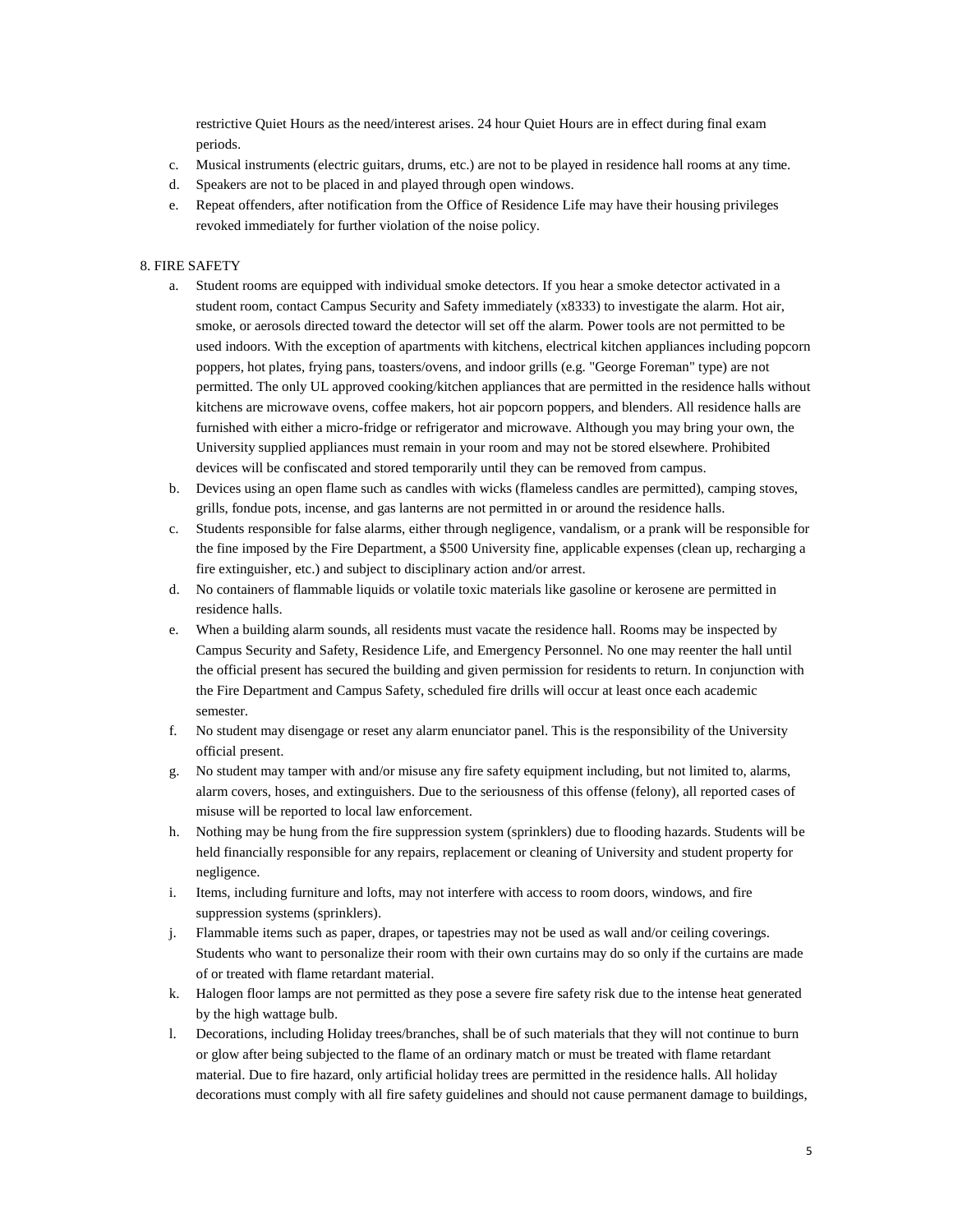restrictive Quiet Hours as the need/interest arises. 24 hour Quiet Hours are in effect during final exam periods.

c. Musical instruments (electric guitars, drums, etc.) are not to be played in residence hall rooms at any time.
d. Speakers are not to be placed in and played through open windows.
e. Repeat offenders, after notification from the Office of Residence Life may have their housing privileges revoked immediately for further violation of the noise policy.

8. FIRE SAFETY

a. Student rooms are equipped with individual smoke detectors. If you hear a smoke detector activated in a student room, contact Campus Security and Safety immediately (x8333) to investigate the alarm. Hot air, smoke, or aerosols directed toward the detector will set off the alarm. Power tools are not permitted to be used indoors. With the exception of apartments with kitchens, electrical kitchen appliances including popcorn poppers, hot plates, frying pans, toasters/ovens, and indoor grills (e.g. "George Foreman" type) are not permitted. The only UL approved cooking/kitchen appliances that are permitted in the residence halls without kitchens are microwave ovens, coffee makers, hot air popcorn poppers, and blenders. All residence halls are furnished with either a micro-fridge or refrigerator and microwave. Although you may bring your own, the University supplied appliances must remain in your room and may not be stored elsewhere. Prohibited devices will be confiscated and stored temporarily until they can be removed from campus.
b. Devices using an open flame such as candles with wicks (flameless candles are permitted), camping stoves, grills, fondue pots, incense, and gas lanterns are not permitted in or around the residence halls.
c. Students responsible for false alarms, either through negligence, vandalism, or a prank will be responsible for the fine imposed by the Fire Department, a $500 University fine, applicable expenses (clean up, recharging a fire extinguisher, etc.) and subject to disciplinary action and/or arrest.
d. No containers of flammable liquids or volatile toxic materials like gasoline or kerosene are permitted in residence halls.
e. When a building alarm sounds, all residents must vacate the residence hall. Rooms may be inspected by Campus Security and Safety, Residence Life, and Emergency Personnel. No one may reenter the hall until the official present has secured the building and given permission for residents to return. In conjunction with the Fire Department and Campus Safety, scheduled fire drills will occur at least once each academic semester.
f. No student may disengage or reset any alarm enunciator panel. This is the responsibility of the University official present.
g. No student may tamper with and/or misuse any fire safety equipment including, but not limited to, alarms, alarm covers, hoses, and extinguishers. Due to the seriousness of this offense (felony), all reported cases of misuse will be reported to local law enforcement.
h. Nothing may be hung from the fire suppression system (sprinklers) due to flooding hazards. Students will be held financially responsible for any repairs, replacement or cleaning of University and student property for negligence.
i. Items, including furniture and lofts, may not interfere with access to room doors, windows, and fire suppression systems (sprinklers).
j. Flammable items such as paper, drapes, or tapestries may not be used as wall and/or ceiling coverings. Students who want to personalize their room with their own curtains may do so only if the curtains are made of or treated with flame retardant material.
k. Halogen floor lamps are not permitted as they pose a severe fire safety risk due to the intense heat generated by the high wattage bulb.
l. Decorations, including Holiday trees/branches, shall be of such materials that they will not continue to burn or glow after being subjected to the flame of an ordinary match or must be treated with flame retardant material. Due to fire hazard, only artificial holiday trees are permitted in the residence halls. All holiday decorations must comply with all fire safety guidelines and should not cause permanent damage to buildings,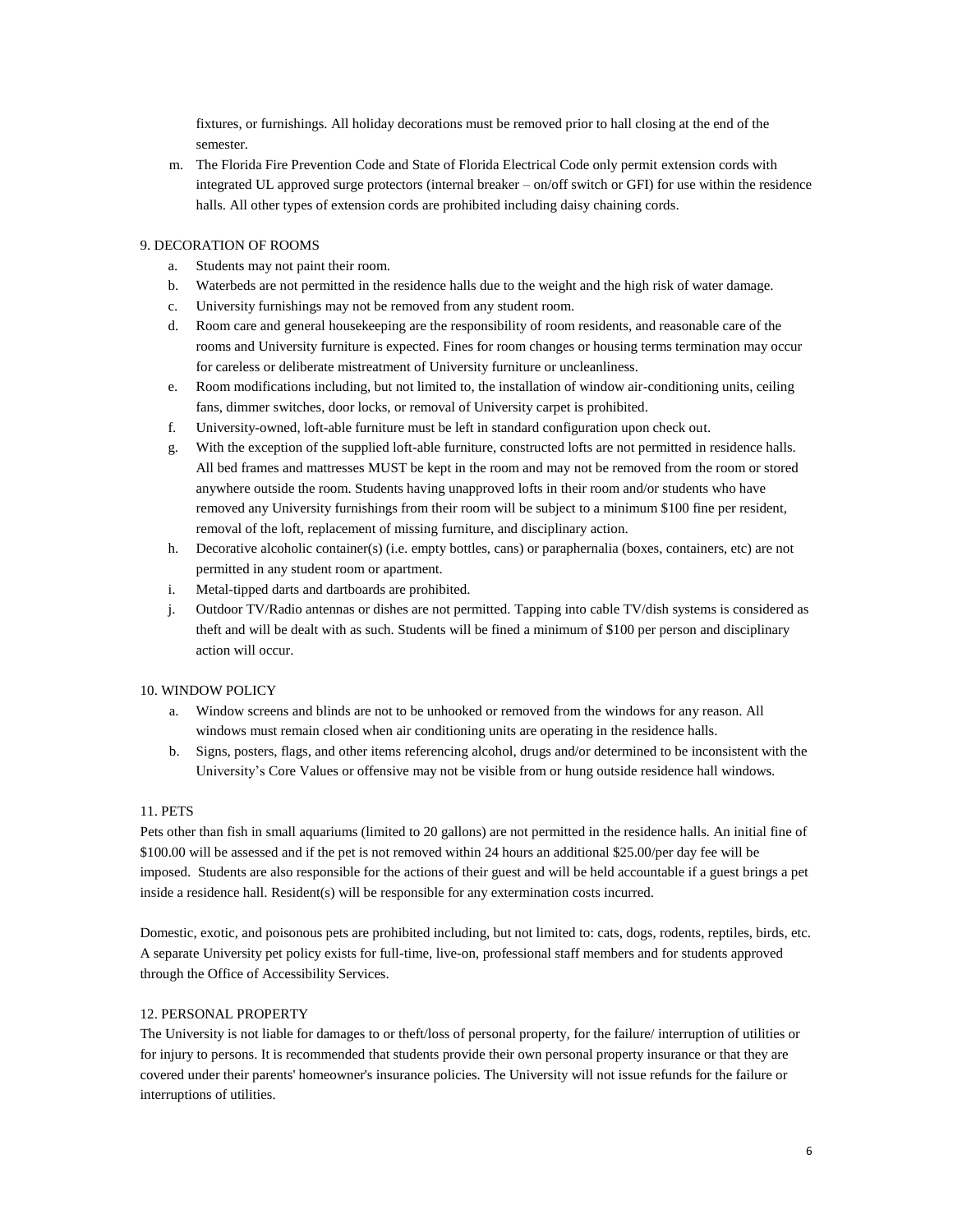fixtures, or furnishings. All holiday decorations must be removed prior to hall closing at the end of the semester.

m. The Florida Fire Prevention Code and State of Florida Electrical Code only permit extension cords with integrated UL approved surge protectors (internal breaker – on/off switch or GFI) for use within the residence halls. All other types of extension cords are prohibited including daisy chaining cords.

9. DECORATION OF ROOMS

a. Students may not paint their room.
b. Waterbeds are not permitted in the residence halls due to the weight and the high risk of water damage.
c. University furnishings may not be removed from any student room.
d. Room care and general housekeeping are the responsibility of room residents, and reasonable care of the rooms and University furniture is expected. Fines for room changes or housing terms termination may occur for careless or deliberate mistreatment of University furniture or uncleanliness.
e. Room modifications including, but not limited to, the installation of window air-conditioning units, ceiling fans, dimmer switches, door locks, or removal of University carpet is prohibited.
f. University-owned, loft-able furniture must be left in standard configuration upon check out.
g. With the exception of the supplied loft-able furniture, constructed lofts are not permitted in residence halls. All bed frames and mattresses MUST be kept in the room and may not be removed from the room or stored anywhere outside the room. Students having unapproved lofts in their room and/or students who have removed any University furnishings from their room will be subject to a minimum $100 fine per resident, removal of the loft, replacement of missing furniture, and disciplinary action.
h. Decorative alcoholic container(s) (i.e. empty bottles, cans) or paraphernalia (boxes, containers, etc) are not permitted in any student room or apartment.
i. Metal-tipped darts and dartboards are prohibited.
j. Outdoor TV/Radio antennas or dishes are not permitted. Tapping into cable TV/dish systems is considered as theft and will be dealt with as such. Students will be fined a minimum of $100 per person and disciplinary action will occur.

10. WINDOW POLICY

a. Window screens and blinds are not to be unhooked or removed from the windows for any reason. All windows must remain closed when air conditioning units are operating in the residence halls.
b. Signs, posters, flags, and other items referencing alcohol, drugs and/or determined to be inconsistent with the University's Core Values or offensive may not be visible from or hung outside residence hall windows.

11. PETS

Pets other than fish in small aquariums (limited to 20 gallons) are not permitted in the residence halls. An initial fine of $100.00 will be assessed and if the pet is not removed within 24 hours an additional $25.00/per day fee will be imposed. Students are also responsible for the actions of their guest and will be held accountable if a guest brings a pet inside a residence hall. Resident(s) will be responsible for any extermination costs incurred.

Domestic, exotic, and poisonous pets are prohibited including, but not limited to: cats, dogs, rodents, reptiles, birds, etc. A separate University pet policy exists for full-time, live-on, professional staff members and for students approved through the Office of Accessibility Services.

12. PERSONAL PROPERTY

The University is not liable for damages to or theft/loss of personal property, for the failure/ interruption of utilities or for injury to persons. It is recommended that students provide their own personal property insurance or that they are covered under their parents' homeowner's insurance policies. The University will not issue refunds for the failure or interruptions of utilities.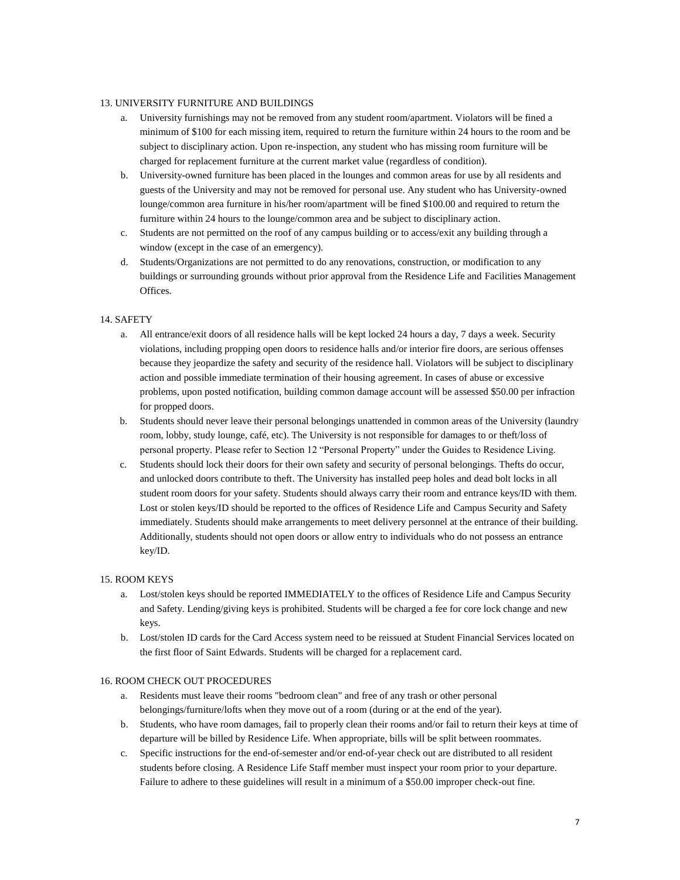13. UNIVERSITY FURNITURE AND BUILDINGS

a. University furnishings may not be removed from any student room/apartment. Violators will be fined a minimum of $100 for each missing item, required to return the furniture within 24 hours to the room and be subject to disciplinary action. Upon re-inspection, any student who has missing room furniture will be charged for replacement furniture at the current market value (regardless of condition).

b. University-owned furniture has been placed in the lounges and common areas for use by all residents and guests of the University and may not be removed for personal use. Any student who has University-owned lounge/common area furniture in his/her room/apartment will be fined $100.00 and required to return the furniture within 24 hours to the lounge/common area and be subject to disciplinary action.

c. Students are not permitted on the roof of any campus building or to access/exit any building through a window (except in the case of an emergency).

d. Students/Organizations are not permitted to do any renovations, construction, or modification to any buildings or surrounding grounds without prior approval from the Residence Life and Facilities Management Offices.

14. SAFETY

a. All entrance/exit doors of all residence halls will be kept locked 24 hours a day, 7 days a week. Security violations, including propping open doors to residence halls and/or interior fire doors, are serious offenses because they jeopardize the safety and security of the residence hall. Violators will be subject to disciplinary action and possible immediate termination of their housing agreement. In cases of abuse or excessive problems, upon posted notification, building common damage account will be assessed $50.00 per infraction for propped doors.

b. Students should never leave their personal belongings unattended in common areas of the University (laundry room, lobby, study lounge, café, etc). The University is not responsible for damages to or theft/loss of personal property. Please refer to Section 12 "Personal Property" under the Guides to Residence Living.

c. Students should lock their doors for their own safety and security of personal belongings. Thefts do occur, and unlocked doors contribute to theft. The University has installed peep holes and dead bolt locks in all student room doors for your safety. Students should always carry their room and entrance keys/ID with them. Lost or stolen keys/ID should be reported to the offices of Residence Life and Campus Security and Safety immediately. Students should make arrangements to meet delivery personnel at the entrance of their building. Additionally, students should not open doors or allow entry to individuals who do not possess an entrance key/ID.

15. ROOM KEYS

a. Lost/stolen keys should be reported IMMEDIATELY to the offices of Residence Life and Campus Security and Safety. Lending/giving keys is prohibited. Students will be charged a fee for core lock change and new keys.

b. Lost/stolen ID cards for the Card Access system need to be reissued at Student Financial Services located on the first floor of Saint Edwards. Students will be charged for a replacement card.

16. ROOM CHECK OUT PROCEDURES

a. Residents must leave their rooms "bedroom clean" and free of any trash or other personal belongings/furniture/lofts when they move out of a room (during or at the end of the year).

b. Students, who have room damages, fail to properly clean their rooms and/or fail to return their keys at time of departure will be billed by Residence Life. When appropriate, bills will be split between roommates.

c. Specific instructions for the end-of-semester and/or end-of-year check out are distributed to all resident students before closing. A Residence Life Staff member must inspect your room prior to your departure. Failure to adhere to these guidelines will result in a minimum of a $50.00 improper check-out fine.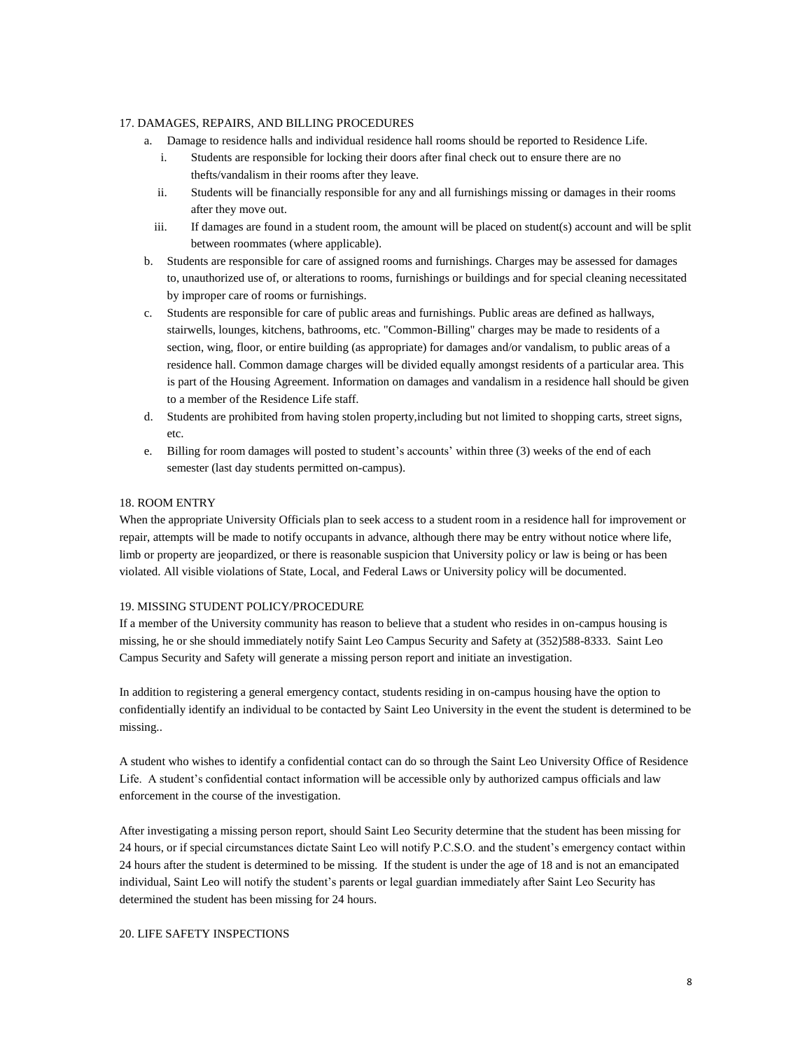17. DAMAGES, REPAIRS, AND BILLING PROCEDURES

a. Damage to residence halls and individual residence hall rooms should be reported to Residence Life.
   i. Students are responsible for locking their doors after final check out to ensure there are no thefts/vandalism in their rooms after they leave.
   ii. Students will be financially responsible for any and all furnishings missing or damages in their rooms after they move out.
   iii. If damages are found in a student room, the amount will be placed on student(s) account and will be split between roommates (where applicable).

b. Students are responsible for care of assigned rooms and furnishings. Charges may be assessed for damages to, unauthorized use of, or alterations to rooms, furnishings or buildings and for special cleaning necessitated by improper care of rooms or furnishings.

c. Students are responsible for care of public areas and furnishings. Public areas are defined as hallways, stairwells, lounges, kitchens, bathrooms, etc. "Common-Billing" charges may be made to residents of a section, wing, floor, or entire building (as appropriate) for damages and/or vandalism, to public areas of a residence hall. Common damage charges will be divided equally amongst residents of a particular area. This is part of the Housing Agreement. Information on damages and vandalism in a residence hall should be given to a member of the Residence Life staff.

d. Students are prohibited from having stolen property,including but not limited to shopping carts, street signs, etc.

e. Billing for room damages will posted to student's accounts' within three (3) weeks of the end of each semester (last day students permitted on-campus).

18. ROOM ENTRY

When the appropriate University Officials plan to seek access to a student room in a residence hall for improvement or repair, attempts will be made to notify occupants in advance, although there may be entry without notice where life, limb or property are jeopardized, or there is reasonable suspicion that University policy or law is being or has been violated. All visible violations of State, Local, and Federal Laws or University policy will be documented.

19. MISSING STUDENT POLICY/PROCEDURE

If a member of the University community has reason to believe that a student who resides in on-campus housing is missing, he or she should immediately notify Saint Leo Campus Security and Safety at (352)588-8333. Saint Leo Campus Security and Safety will generate a missing person report and initiate an investigation.

In addition to registering a general emergency contact, students residing in on-campus housing have the option to confidentially identify an individual to be contacted by Saint Leo University in the event the student is determined to be missing..

A student who wishes to identify a confidential contact can do so through the Saint Leo University Office of Residence Life. A student's confidential contact information will be accessible only by authorized campus officials and law enforcement in the course of the investigation.

After investigating a missing person report, should Saint Leo Security determine that the student has been missing for 24 hours, or if special circumstances dictate Saint Leo will notify P.C.S.O. and the student's emergency contact within 24 hours after the student is determined to be missing. If the student is under the age of 18 and is not an emancipated individual, Saint Leo will notify the student's parents or legal guardian immediately after Saint Leo Security has determined the student has been missing for 24 hours.

20. LIFE SAFETY INSPECTIONS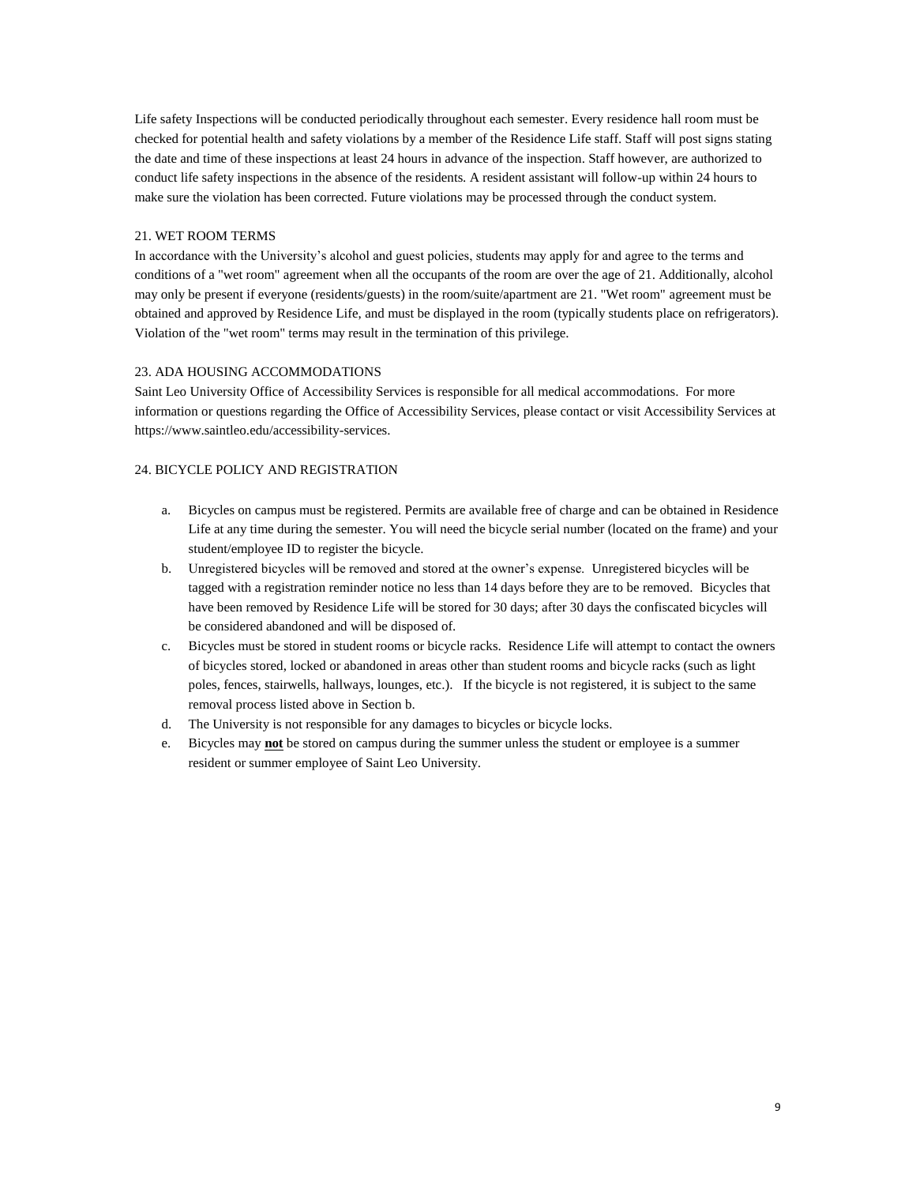Life safety Inspections will be conducted periodically throughout each semester. Every residence hall room must be checked for potential health and safety violations by a member of the Residence Life staff. Staff will post signs stating the date and time of these inspections at least 24 hours in advance of the inspection. Staff however, are authorized to conduct life safety inspections in the absence of the residents. A resident assistant will follow-up within 24 hours to make sure the violation has been corrected. Future violations may be processed through the conduct system.

### 21. WET ROOM TERMS

In accordance with the University's alcohol and guest policies, students may apply for and agree to the terms and conditions of a "wet room" agreement when all the occupants of the room are over the age of 21. Additionally, alcohol may only be present if everyone (residents/guests) in the room/suite/apartment are 21. "Wet room" agreement must be obtained and approved by Residence Life, and must be displayed in the room (typically students place on refrigerators). Violation of the "wet room" terms may result in the termination of this privilege.

### 23. ADA HOUSING ACCOMMODATIONS

Saint Leo University Office of Accessibility Services is responsible for all medical accommodations. For more information or questions regarding the Office of Accessibility Services, please contact or visit Accessibility Services at https://www.saintleo.edu/accessibility-services.

### 24. BICYCLE POLICY AND REGISTRATION

a. Bicycles on campus must be registered. Permits are available free of charge and can be obtained in Residence Life at any time during the semester. You will need the bicycle serial number (located on the frame) and your student/employee ID to register the bicycle.
b. Unregistered bicycles will be removed and stored at the owner's expense. Unregistered bicycles will be tagged with a registration reminder notice no less than 14 days before they are to be removed. Bicycles that have been removed by Residence Life will be stored for 30 days; after 30 days the confiscated bicycles will be considered abandoned and will be disposed of.
c. Bicycles must be stored in student rooms or bicycle racks. Residence Life will attempt to contact the owners of bicycles stored, locked or abandoned in areas other than student rooms and bicycle racks (such as light poles, fences, stairwells, hallways, lounges, etc.). If the bicycle is not registered, it is subject to the same removal process listed above in Section b.
d. The University is not responsible for any damages to bicycles or bicycle locks.
e. Bicycles may **not** be stored on campus during the summer unless the student or employee is a summer resident or summer employee of Saint Leo University.